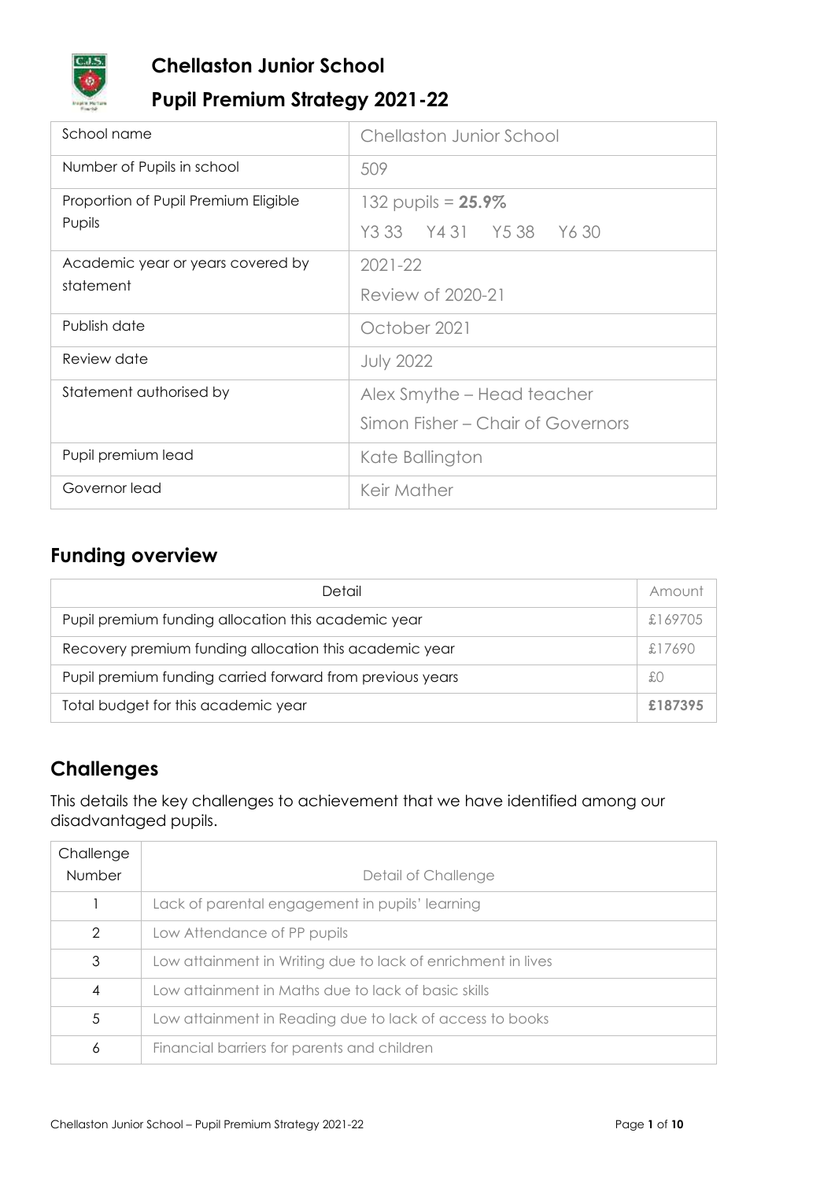# Chellaston Junior School

## Pupil Premium Strategy 2021-22

| School name | Chellaston Junior School |
|---|---|
| Number of Pupils in school | 509 |
| Proportion of Pupil Premium Eligible Pupils | 132 pupils = **25.9%**<br>Y3 33 Y4 31 Y5 38 Y6 30 |
| Academic year or years covered by statement | 2021-22<br>Review of 2020-21 |
| Publish date | October 2021 |
| Review date | July 2022 |
| Statement authorised by | Alex Smythe – Head teacher<br>Simon Fisher – Chair of Governors |
| Pupil premium lead | Kate Ballington |
| Governor lead | Keir Mather |

## Funding overview

| Detail | Amount |
|---|---|
| Pupil premium funding allocation this academic year | £169705 |
| Recovery premium funding allocation this academic year | £17690 |
| Pupil premium funding carried forward from previous years | £0 |
| Total budget for this academic year | **£187395** |

## Challenges

This details the key challenges to achievement that we have identified among our disadvantaged pupils.

| Challenge Number | Detail of Challenge |
|---|---|
| 1 | Lack of parental engagement in pupils' learning |
| 2 | Low Attendance of PP pupils |
| 3 | Low attainment in Writing due to lack of enrichment in lives |
| 4 | Low attainment in Maths due to lack of basic skills |
| 5 | Low attainment in Reading due to lack of access to books |
| 6 | Financial barriers for parents and children |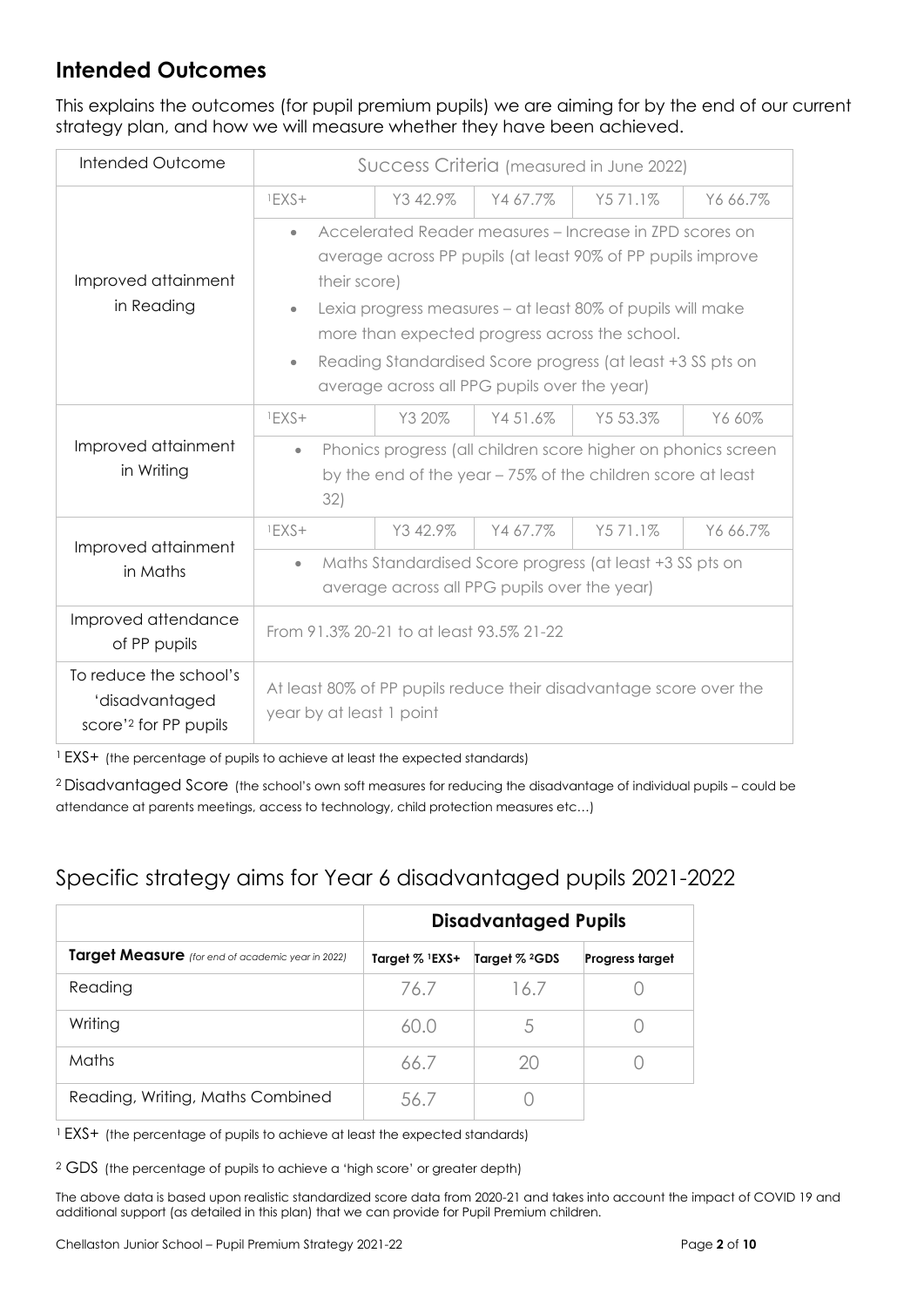## Intended Outcomes

This explains the outcomes (for pupil premium pupils) we are aiming for by the end of our current strategy plan, and how we will measure whether they have been achieved.

| Intended Outcome | Success Criteria (measured in June 2022) | | | | |
|---|---|---|---|---|---|
| Improved attainment in Reading | [1]EXS+ | Y3 42.9% | Y4 67.7% | Y5 71.1% | Y6 66.7% |
| | • Accelerated Reader measures – Increase in ZPD scores on average across PP pupils (at least 90% of PP pupils improve their score)<br>• Lexia progress measures – at least 80% of pupils will make more than expected progress across the school.<br>• Reading Standardised Score progress (at least +3 SS pts on average across all PPG pupils over the year) | | | | |
| Improved attainment in Writing | [1]EXS+ | Y3 20% | Y4 51.6% | Y5 53.3% | Y6 60% |
| | • Phonics progress (all children score higher on phonics screen by the end of the year – 75% of the children score at least 32) | | | | |
| Improved attainment in Maths | [1]EXS+ | Y3 42.9% | Y4 67.7% | Y5 71.1% | Y6 66.7% |
| | • Maths Standardised Score progress (at least +3 SS pts on average across all PPG pupils over the year) | | | | |
| Improved attendance of PP pupils | From 91.3% 20-21 to at least 93.5% 21-22 | | | | |
| To reduce the school's 'disadvantaged score'[2] for PP pupils | At least 80% of PP pupils reduce their disadvantage score over the year by at least 1 point | | | | |

[1] EXS+ (the percentage of pupils to achieve at least the expected standards)

[2] Disadvantaged Score (the school's own soft measures for reducing the disadvantage of individual pupils – could be attendance at parents meetings, access to technology, child protection measures etc…)

## Specific strategy aims for Year 6 disadvantaged pupils 2021-2022

| | **Disadvantaged Pupils** | | |
|---|---|---|---|
| **Target Measure** *(for end of academic year in 2022)* | **Target % [1]EXS+** | **Target % [2]GDS** | **Progress target** |
| Reading | 76.7 | 16.7 | 0 |
| Writing | 60.0 | 5 | 0 |
| Maths | 66.7 | 20 | 0 |
| Reading, Writing, Maths Combined | 56.7 | 0 | |

[1] EXS+ (the percentage of pupils to achieve at least the expected standards)

[2] GDS (the percentage of pupils to achieve a 'high score' or greater depth)

The above data is based upon realistic standardized score data from 2020-21 and takes into account the impact of COVID 19 and additional support (as detailed in this plan) that we can provide for Pupil Premium children.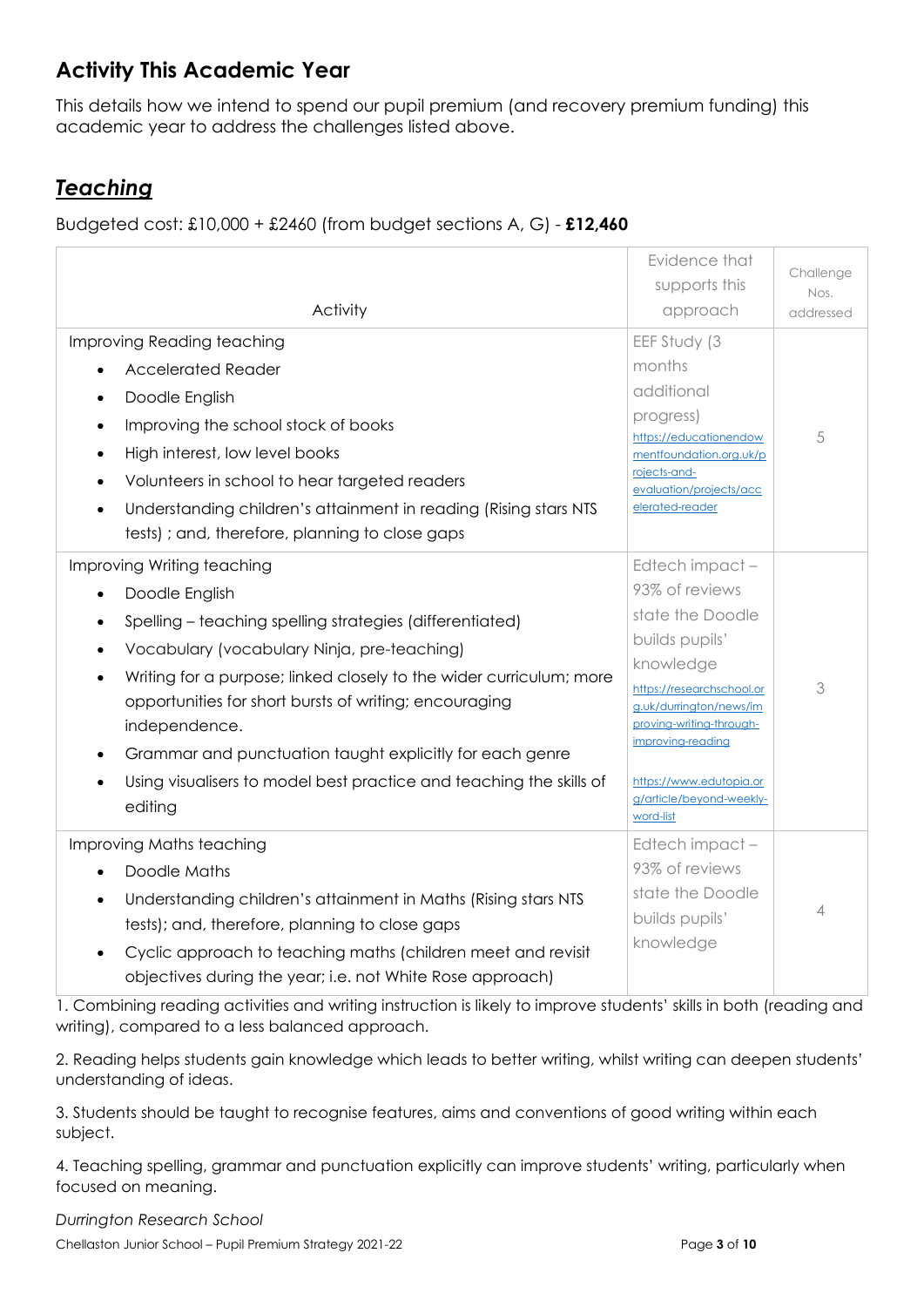## Activity This Academic Year

This details how we intend to spend our pupil premium (and recovery premium funding) this academic year to address the challenges listed above.

## ***Teaching***

Budgeted cost: £10,000 + £2460 (from budget sections A, G) - **£12,460**

| Activity | Evidence that supports this approach | Challenge Nos. addressed |
|---|---|---|
| Improving Reading teaching<br>• Accelerated Reader<br>• Doodle English<br>• Improving the school stock of books<br>• High interest, low level books<br>• Volunteers in school to hear targeted readers<br>• Understanding children's attainment in reading (Rising stars NTS tests) ; and, therefore, planning to close gaps | EEF Study (3 months additional progress) https://educationendowmentfoundation.org.uk/projects-and-evaluation/projects/accelerated-reader | 5 |
| Improving Writing teaching<br>• Doodle English<br>• Spelling – teaching spelling strategies (differentiated)<br>• Vocabulary (vocabulary Ninja, pre-teaching)<br>• Writing for a purpose; linked closely to the wider curriculum; more opportunities for short bursts of writing; encouraging independence.<br>• Grammar and punctuation taught explicitly for each genre<br>• Using visualisers to model best practice and teaching the skills of editing | Edtech impact – 93% of reviews state the Doodle builds pupils' knowledge https://researchschool.org.uk/durrington/news/improving-writing-through-improving-reading<br><br>https://www.edutopia.org/article/beyond-weekly-word-list | 3 |
| Improving Maths teaching<br>• Doodle Maths<br>• Understanding children's attainment in Maths (Rising stars NTS tests); and, therefore, planning to close gaps<br>• Cyclic approach to teaching maths (children meet and revisit objectives during the year; i.e. not White Rose approach) | Edtech impact – 93% of reviews state the Doodle builds pupils' knowledge | 4 |

1. Combining reading activities and writing instruction is likely to improve students' skills in both (reading and writing), compared to a less balanced approach.

2. Reading helps students gain knowledge which leads to better writing, whilst writing can deepen students' understanding of ideas.

3. Students should be taught to recognise features, aims and conventions of good writing within each subject.

4. Teaching spelling, grammar and punctuation explicitly can improve students' writing, particularly when focused on meaning.

*Durrington Research School*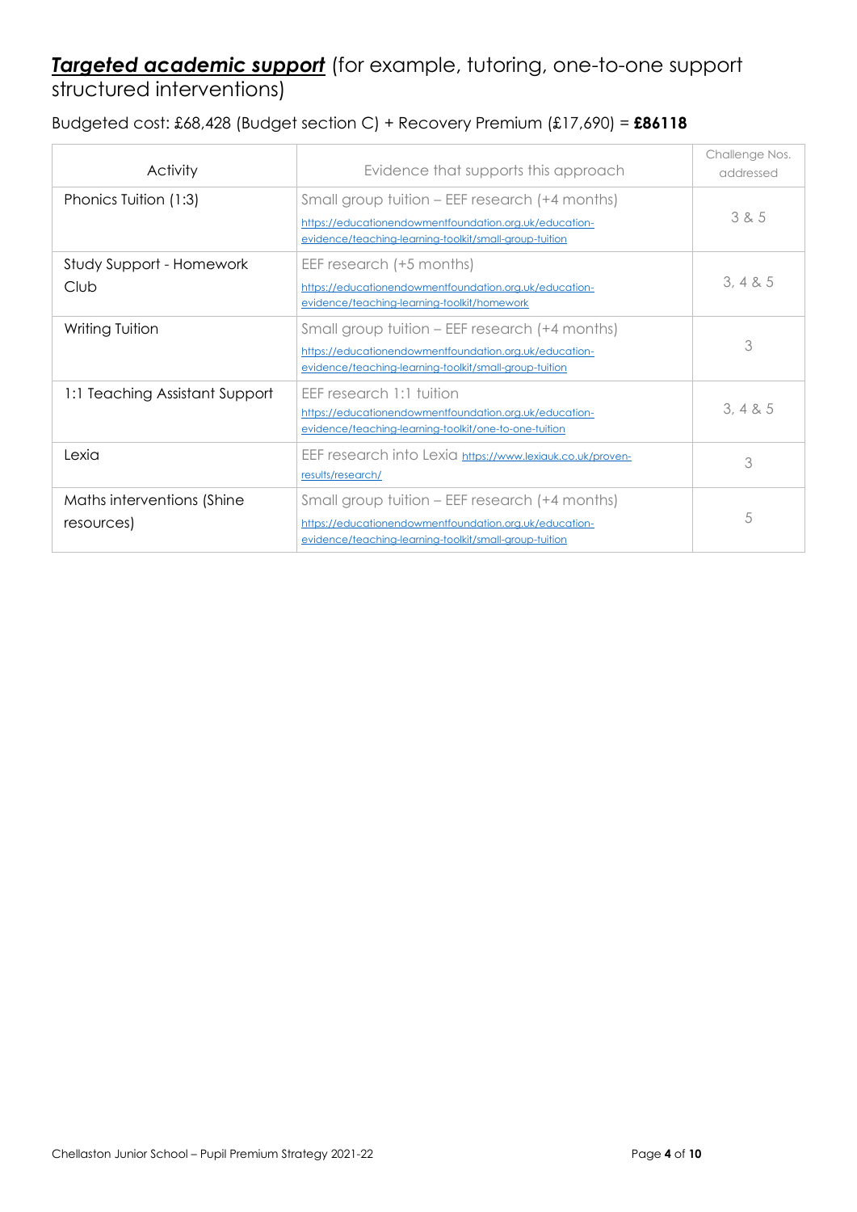## ***Targeted academic support*** (for example, tutoring, one-to-one support structured interventions)

Budgeted cost: £68,428 (Budget section C) + Recovery Premium (£17,690) = **£86118**

| Activity | Evidence that supports this approach | Challenge Nos. addressed |
|---|---|---|
| Phonics Tuition (1:3) | Small group tuition – EEF research (+4 months) https://educationendowmentfoundation.org.uk/education-evidence/teaching-learning-toolkit/small-group-tuition | 3 & 5 |
| Study Support - Homework Club | EEF research (+5 months) https://educationendowmentfoundation.org.uk/education-evidence/teaching-learning-toolkit/homework | 3, 4 & 5 |
| Writing Tuition | Small group tuition – EEF research (+4 months) https://educationendowmentfoundation.org.uk/education-evidence/teaching-learning-toolkit/small-group-tuition | 3 |
| 1:1 Teaching Assistant Support | EEF research 1:1 tuition https://educationendowmentfoundation.org.uk/education-evidence/teaching-learning-toolkit/one-to-one-tuition | 3, 4 & 5 |
| Lexia | EEF research into Lexia https://www.lexiauk.co.uk/proven-results/research/ | 3 |
| Maths interventions (Shine resources) | Small group tuition – EEF research (+4 months) https://educationendowmentfoundation.org.uk/education-evidence/teaching-learning-toolkit/small-group-tuition | 5 |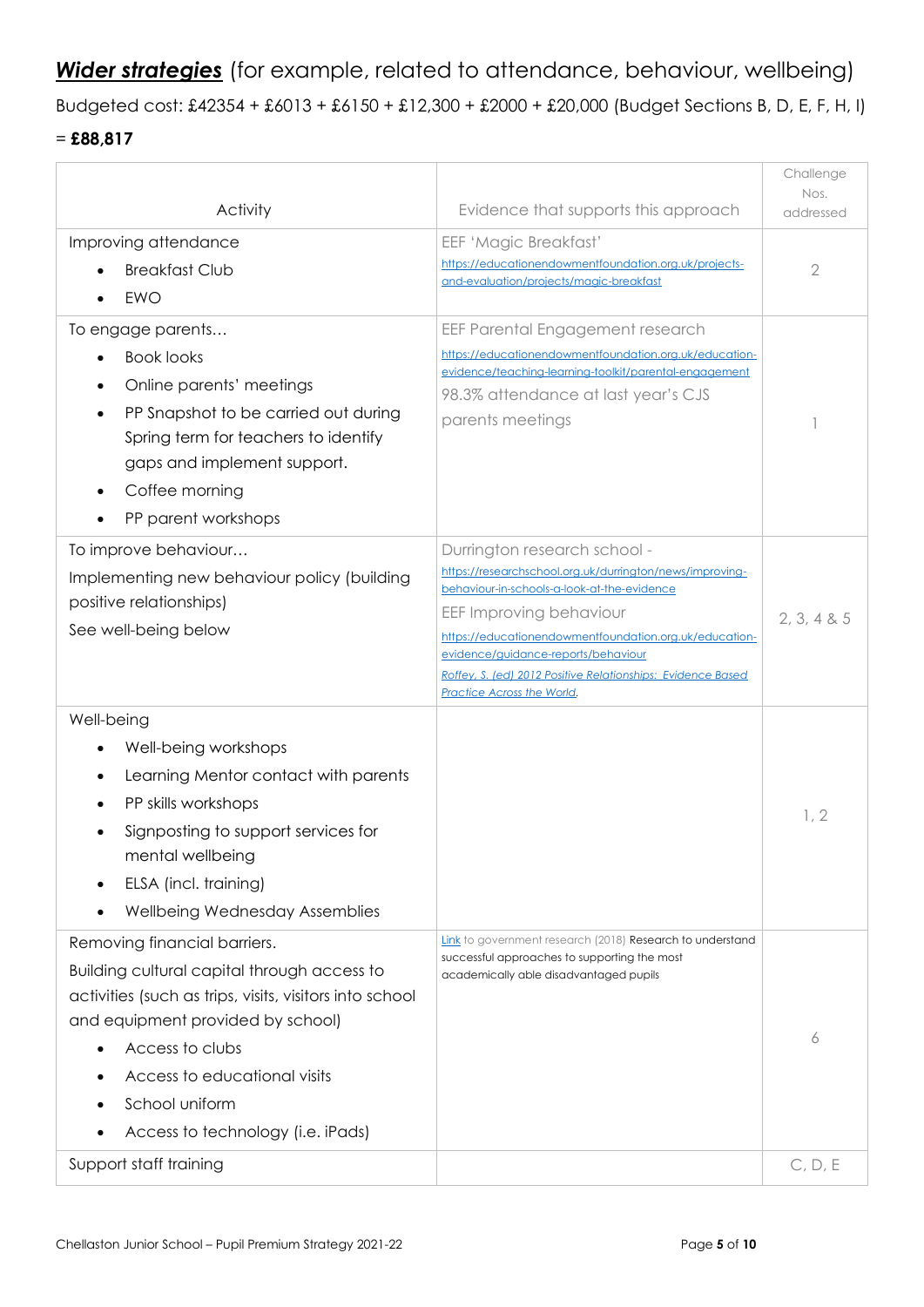## ***Wider strategies*** (for example, related to attendance, behaviour, wellbeing)

Budgeted cost: £42354 + £6013 + £6150 + £12,300 + £2000 + £20,000 (Budget Sections B, D, E, F, H, I) = **£88,817**

| Activity | Evidence that supports this approach | Challenge Nos. addressed |
|---|---|---|
| Improving attendance<br>• Breakfast Club<br>• EWO | EEF 'Magic Breakfast'<br>https://educationendowmentfoundation.org.uk/projects-and-evaluation/projects/magic-breakfast | 2 |
| To engage parents…<br>• Book looks<br>• Online parents' meetings<br>• PP Snapshot to be carried out during Spring term for teachers to identify gaps and implement support.<br>• Coffee morning<br>• PP parent workshops | EEF Parental Engagement research<br>https://educationendowmentfoundation.org.uk/education-evidence/teaching-learning-toolkit/parental-engagement<br>98.3% attendance at last year's CJS parents meetings | 1 |
| To improve behaviour…<br>Implementing new behaviour policy (building positive relationships)<br>See well-being below | Durrington research school - https://researchschool.org.uk/durrington/news/improving-behaviour-in-schools-a-look-at-the-evidence<br>EEF Improving behaviour<br>https://educationendowmentfoundation.org.uk/education-evidence/guidance-reports/behaviour<br>*Roffey, S. (ed) 2012 Positive Relationships: Evidence Based Practice Across the World.* | 2, 3, 4 & 5 |
| Well-being<br>• Well-being workshops<br>• Learning Mentor contact with parents<br>• PP skills workshops<br>• Signposting to support services for mental wellbeing<br>• ELSA (incl. training)<br>• Wellbeing Wednesday Assemblies | | 1, 2 |
| Removing financial barriers.<br>Building cultural capital through access to activities (such as trips, visits, visitors into school and equipment provided by school)<br>• Access to clubs<br>• Access to educational visits<br>• School uniform<br>• Access to technology (i.e. iPads) | Link to government research (2018) Research to understand successful approaches to supporting the most academically able disadvantaged pupils | 6 |
| Support staff training | | C, D, E |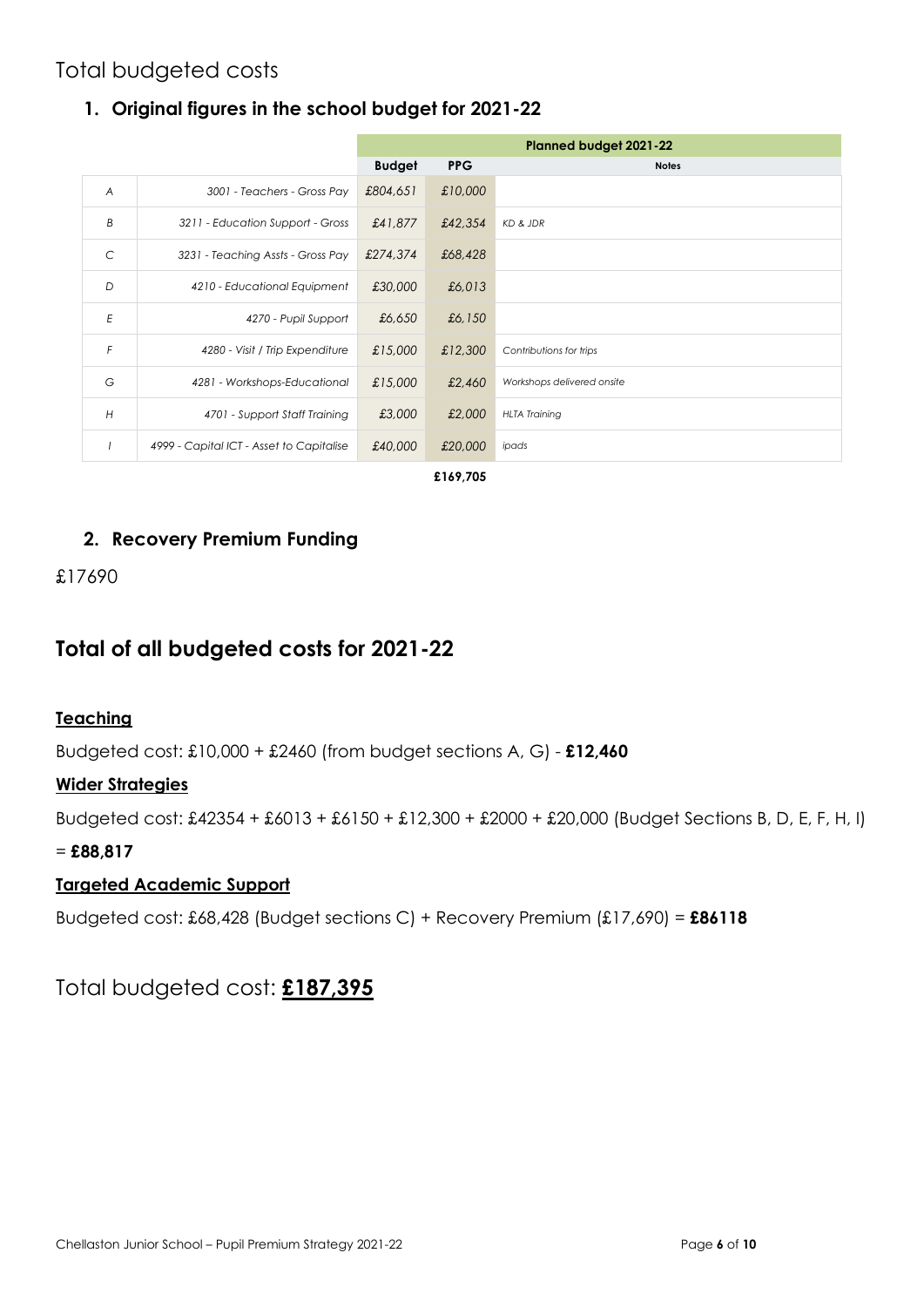# Total budgeted costs

## 1. Original figures in the school budget for 2021-22

| | | Planned budget 2021-22 | | |
|---|---|---|---|---|
| | | **Budget** | **PPG** | **Notes** |
| *A* | *3001 - Teachers - Gross Pay* | *£804,651* | *£10,000* | |
| *B* | *3211 - Education Support - Gross* | *£41,877* | *£42,354* | *KD & JDR* |
| *C* | *3231 - Teaching Assts - Gross Pay* | *£274,374* | *£68,428* | |
| *D* | *4210 - Educational Equipment* | *£30,000* | *£6,013* | |
| *E* | *4270 - Pupil Support* | *£6,650* | *£6,150* | |
| *F* | *4280 - Visit / Trip Expenditure* | *£15,000* | *£12,300* | *Contributions for trips* |
| *G* | *4281 - Workshops-Educational* | *£15,000* | *£2,460* | *Workshops delivered onsite* |
| *H* | *4701 - Support Staff Training* | *£3,000* | *£2,000* | *HLTA Training* |
| *I* | *4999 - Capital ICT - Asset to Capitalise* | *£40,000* | *£20,000* | *ipads* |
| | | | **£169,705** | |

## 2. Recovery Premium Funding

£17690

# Total of all budgeted costs for 2021-22

### Teaching

Budgeted cost: £10,000 + £2460 (from budget sections A, G) - **£12,460**

### Wider Strategies

Budgeted cost: £42354 + £6013 + £6150 + £12,300 + £2000 + £20,000 (Budget Sections B, D, E, F, H, I) = **£88,817**

### Targeted Academic Support

Budgeted cost: £68,428 (Budget sections C) + Recovery Premium (£17,690) = **£86118**

# Total budgeted cost: **£187,395**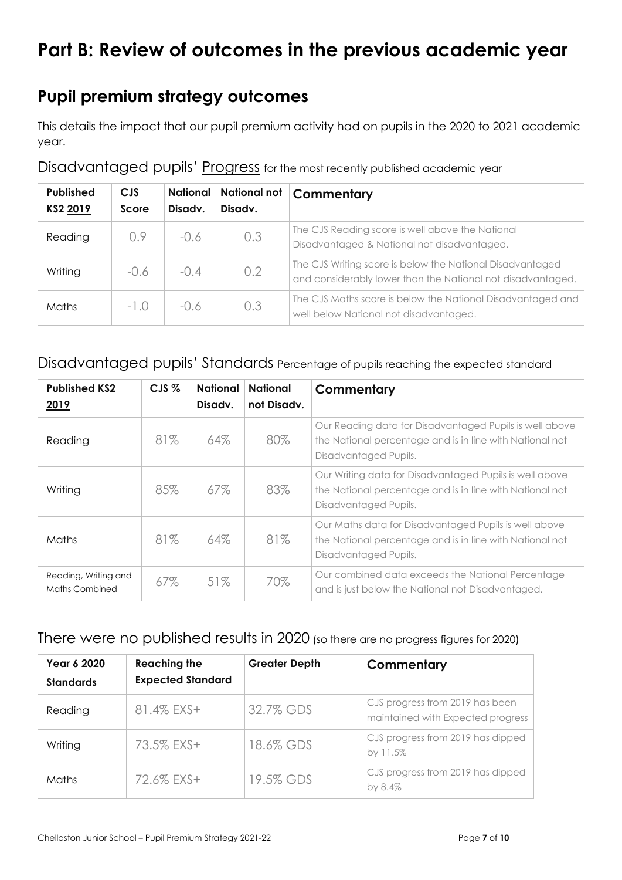# Part B: Review of outcomes in the previous academic year

## Pupil premium strategy outcomes

This details the impact that our pupil premium activity had on pupils in the 2020 to 2021 academic year.

### Disadvantaged pupils' Progress for the most recently published academic year

| Published KS2 2019 | CJS Score | National Disadv. | National not Disadv. | Commentary |
|---|---|---|---|---|
| Reading | 0.9 | -0.6 | 0.3 | The CJS Reading score is well above the National Disadvantaged & National not disadvantaged. |
| Writing | -0.6 | -0.4 | 0.2 | The CJS Writing score is below the National Disadvantaged and considerably lower than the National not disadvantaged. |
| Maths | -1.0 | -0.6 | 0.3 | The CJS Maths score is below the National Disadvantaged and well below National not disadvantaged. |

### Disadvantaged pupils' Standards Percentage of pupils reaching the expected standard

| Published KS2 2019 | CJS % | National Disadv. | National not Disadv. | Commentary |
|---|---|---|---|---|
| Reading | 81% | 64% | 80% | Our Reading data for Disadvantaged Pupils is well above the National percentage and is in line with National not Disadvantaged Pupils. |
| Writing | 85% | 67% | 83% | Our Writing data for Disadvantaged Pupils is well above the National percentage and is in line with National not Disadvantaged Pupils. |
| Maths | 81% | 64% | 81% | Our Maths data for Disadvantaged Pupils is well above the National percentage and is in line with National not Disadvantaged Pupils. |
| Reading, Writing and Maths Combined | 67% | 51% | 70% | Our combined data exceeds the National Percentage and is just below the National not Disadvantaged. |

### There were no published results in 2020 (so there are no progress figures for 2020)

| Year 6 2020 Standards | Reaching the Expected Standard | Greater Depth | Commentary |
|---|---|---|---|
| Reading | 81.4% EXS+ | 32.7% GDS | CJS progress from 2019 has been maintained with Expected progress |
| Writing | 73.5% EXS+ | 18.6% GDS | CJS progress from 2019 has dipped by 11.5% |
| Maths | 72.6% EXS+ | 19.5% GDS | CJS progress from 2019 has dipped by 8.4% |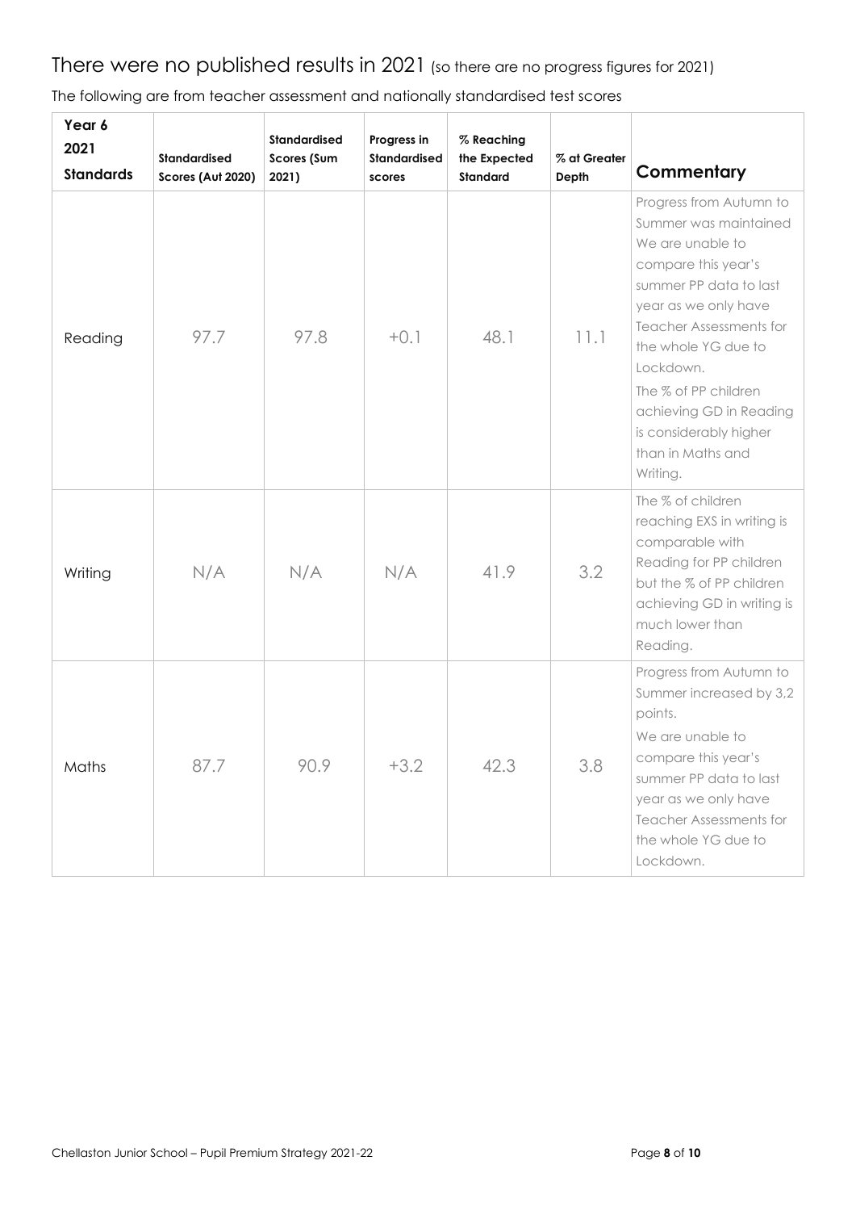## There were no published results in 2021 (so there are no progress figures for 2021)

The following are from teacher assessment and nationally standardised test scores

| Year 6 2021 Standards | Standardised Scores (Aut 2020) | Standardised Scores (Sum 2021) | Progress in Standardised scores | % Reaching the Expected Standard | % at Greater Depth | Commentary |
|---|---|---|---|---|---|---|
| Reading | 97.7 | 97.8 | +0.1 | 48.1 | 11.1 | Progress from Autumn to Summer was maintained We are unable to compare this year's summer PP data to last year as we only have Teacher Assessments for the whole YG due to Lockdown. The % of PP children achieving GD in Reading is considerably higher than in Maths and Writing. |
| Writing | N/A | N/A | N/A | 41.9 | 3.2 | The % of children reaching EXS in writing is comparable with Reading for PP children but the % of PP children achieving GD in writing is much lower than Reading. |
| Maths | 87.7 | 90.9 | +3.2 | 42.3 | 3.8 | Progress from Autumn to Summer increased by 3,2 points. We are unable to compare this year's summer PP data to last year as we only have Teacher Assessments for the whole YG due to Lockdown. |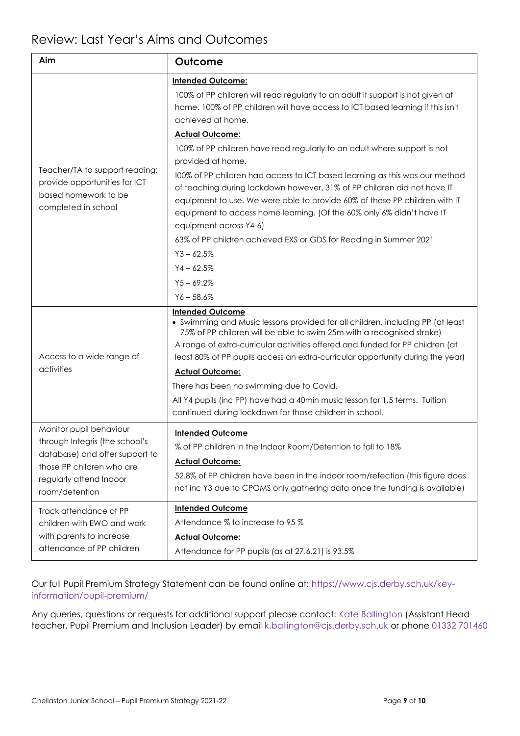## Review: Last Year's Aims and Outcomes

| Aim | Outcome |
| --- | --- |
| Teacher/TA to support reading; provide opportunities for ICT based homework to be completed in school | **Intended Outcome:**<br>100% of PP children will read regularly to an adult if support is not given at home. 100% of PP children will have access to ICT based learning if this isn't achieved at home.<br>**Actual Outcome:**<br>100% of PP children have read regularly to an adult where support is not provided at home.<br>!00% of PP children had access to ICT based learning as this was our method of teaching during lockdown however, 31% of PP children did not have IT equipment to use. We were able to provide 60% of these PP children with IT equipment to access home learning. (Of the 60% only 6% didn't have IT equipment across Y4-6)<br>63% of PP children achieved EXS or GDS for Reading in Summer 2021<br>Y3 – 62.5%<br>Y4 – 62.5%<br>Y5 – 69.2%<br>Y6 – 58.6% |
| Access to a wide range of activities | **Intended Outcome**<br>• Swimming and Music lessons provided for all children, including PP (at least 75% of PP children will be able to swim 25m with a recognised stroke)<br>A range of extra-curricular activities offered and funded for PP children (at least 80% of PP pupils access an extra-curricular opportunity during the year)<br>**Actual Outcome:**<br>There has been no swimming due to Covid.<br>All Y4 pupils (inc PP) have had a 40min music lesson for 1.5 terms. Tuition continued during lockdown for those children in school. |
| Monitor pupil behaviour through Integris (the school's database) and offer support to those PP children who are regularly attend Indoor room/detention | **Intended Outcome**<br>% of PP children in the Indoor Room/Detention to fall to 18%<br>**Actual Outcome:**<br>52.8% of PP children have been in the indoor room/refection (this figure does not inc Y3 due to CPOMS only gathering data once the funding is available) |
| Track attendance of PP children with EWO and work with parents to increase attendance of PP children | **Intended Outcome**<br>Attendance % to increase to 95 %<br>**Actual Outcome:**<br>Attendance for PP pupils (as at 27.6.21) is 93.5% |

Our full Pupil Premium Strategy Statement can be found online at: https://www.cjs.derby.sch.uk/key-information/pupil-premium/

Any queries, questions or requests for additional support please contact: Kate Ballington (Assistant Head teacher, Pupil Premium and Inclusion Leader) by email k.ballington@cjs.derby.sch.uk or phone 01332 701460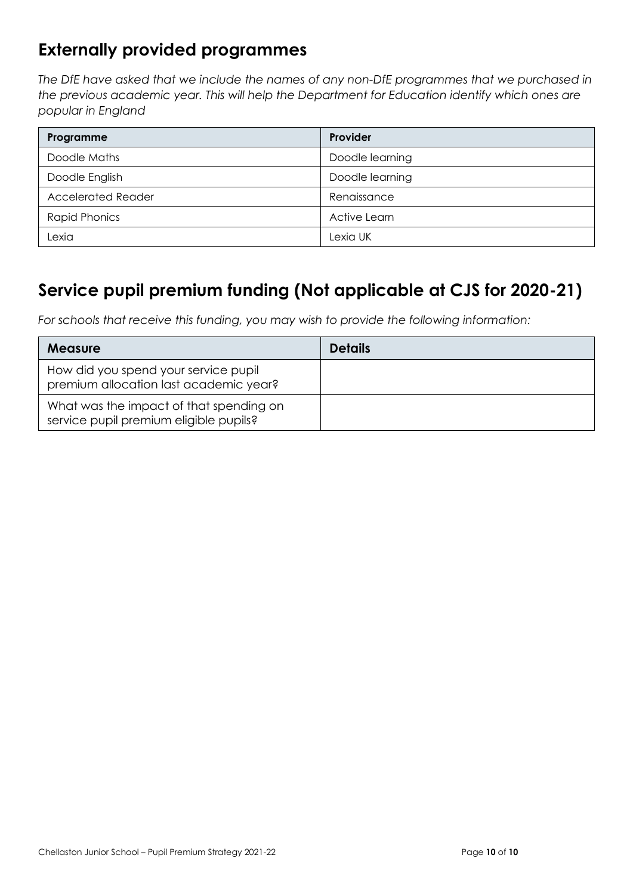## Externally provided programmes

*The DfE have asked that we include the names of any non-DfE programmes that we purchased in the previous academic year. This will help the Department for Education identify which ones are popular in England*

| Programme | Provider |
| --- | --- |
| Doodle Maths | Doodle learning |
| Doodle English | Doodle learning |
| Accelerated Reader | Renaissance |
| Rapid Phonics | Active Learn |
| Lexia | Lexia UK |

## Service pupil premium funding (Not applicable at CJS for 2020-21)

*For schools that receive this funding, you may wish to provide the following information:*

| Measure | Details |
| --- | --- |
| How did you spend your service pupil premium allocation last academic year? | |
| What was the impact of that spending on service pupil premium eligible pupils? | |